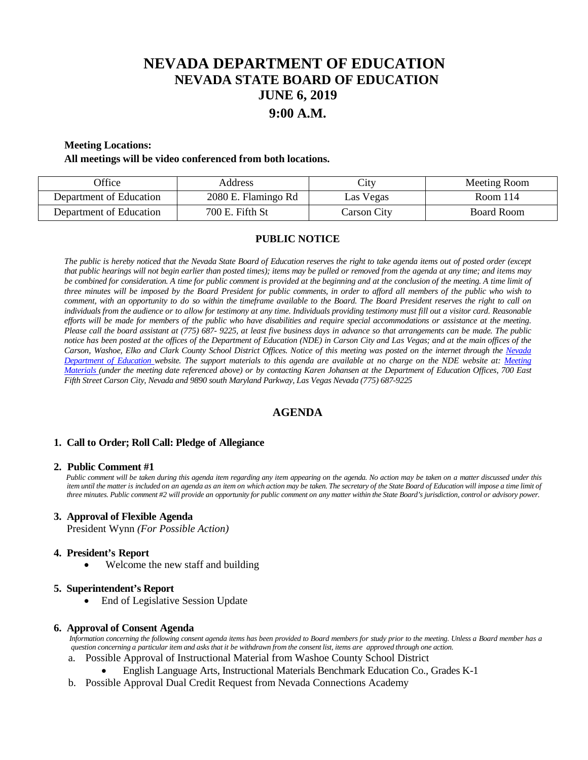# NEVADA DEPARTMENT OF EDUCATION

## NEVADA STATE BOARD OF EDUCATION

## JUNE 6, 2019

## 9:00 A.M.

**Meeting Locations:**

**All meetings will be video conferenced from both locations.**

| Office | Address | City | Meeting Room |
|---|---|---|---|
| Department of Education | 2080 E. Flamingo Rd | Las Vegas | Room 114 |
| Department of Education | 700 E. Fifth St | Carson City | Board Room |

### PUBLIC NOTICE

*The public is hereby noticed that the Nevada State Board of Education reserves the right to take agenda items out of posted order (except that public hearings will not begin earlier than posted times); items may be pulled or removed from the agenda at any time; and items may be combined for consideration. A time for public comment is provided at the beginning and at the conclusion of the meeting. A time limit of three minutes will be imposed by the Board President for public comments, in order to afford all members of the public who wish to comment, with an opportunity to do so within the timeframe available to the Board. The Board President reserves the right to call on individuals from the audience or to allow for testimony at any time. Individuals providing testimony must fill out a visitor card. Reasonable efforts will be made for members of the public who have disabilities and require special accommodations or assistance at the meeting. Please call the board assistant at (775) 687- 9225, at least five business days in advance so that arrangements can be made. The public notice has been posted at the offices of the Department of Education (NDE) in Carson City and Las Vegas; and at the main offices of the Carson, Washoe, Elko and Clark County School District Offices. Notice of this meeting was posted on the internet through the Nevada Department of Education website. The support materials to this agenda are available at no charge on the NDE website at: Meeting Materials (under the meeting date referenced above) or by contacting Karen Johansen at the Department of Education Offices, 700 East Fifth Street Carson City, Nevada and 9890 south Maryland Parkway, Las Vegas Nevada (775) 687-9225*

### AGENDA

**1. Call to Order; Roll Call: Pledge of Allegiance**

**2. Public Comment #1**

*Public comment will be taken during this agenda item regarding any item appearing on the agenda. No action may be taken on a matter discussed under this item until the matter is included on an agenda as an item on which action may be taken. The secretary of the State Board of Education will impose a time limit of three minutes. Public comment #2 will provide an opportunity for public comment on any matter within the State Board's jurisdiction, control or advisory power.*

**3. Approval of Flexible Agenda**

President Wynn *(For Possible Action)*

**4. President's Report**

- Welcome the new staff and building

**5. Superintendent's Report**

- End of Legislative Session Update

**6. Approval of Consent Agenda**

*Information concerning the following consent agenda items has been provided to Board members for study prior to the meeting. Unless a Board member has a question concerning a particular item and asks that it be withdrawn from the consent list, items are approved through one action.*

a. Possible Approval of Instructional Material from Washoe County School District
   - English Language Arts, Instructional Materials Benchmark Education Co., Grades K-1

b. Possible Approval Dual Credit Request from Nevada Connections Academy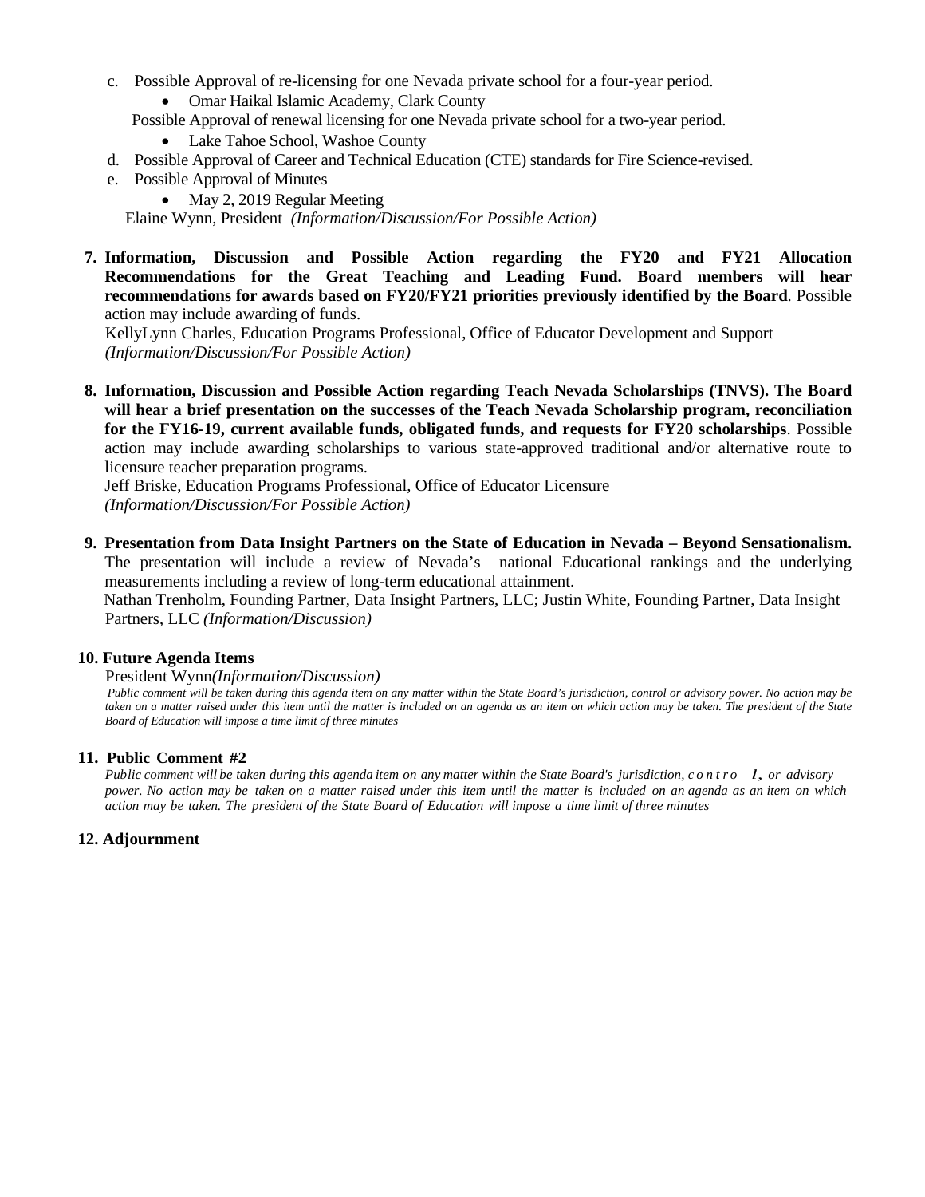c. Possible Approval of re-licensing for one Nevada private school for a four-year period.
    - Omar Haikal Islamic Academy, Clark County

   Possible Approval of renewal licensing for one Nevada private school for a two-year period.
    - Lake Tahoe School, Washoe County

d. Possible Approval of Career and Technical Education (CTE) standards for Fire Science-revised.

e. Possible Approval of Minutes
    - May 2, 2019 Regular Meeting

Elaine Wynn, President *(Information/Discussion/For Possible Action)*

7. **Information, Discussion and Possible Action regarding the FY20 and FY21 Allocation Recommendations for the Great Teaching and Leading Fund. Board members will hear recommendations for awards based on FY20/FY21 priorities previously identified by the Board**. Possible action may include awarding of funds.
   KellyLynn Charles, Education Programs Professional, Office of Educator Development and Support
   *(Information/Discussion/For Possible Action)*

8. **Information, Discussion and Possible Action regarding Teach Nevada Scholarships (TNVS). The Board will hear a brief presentation on the successes of the Teach Nevada Scholarship program, reconciliation for the FY16-19, current available funds, obligated funds, and requests for FY20 scholarships**. Possible action may include awarding scholarships to various state-approved traditional and/or alternative route to licensure teacher preparation programs.
   Jeff Briske, Education Programs Professional, Office of Educator Licensure
   *(Information/Discussion/For Possible Action)*

9. **Presentation from Data Insight Partners on the State of Education in Nevada – Beyond Sensationalism.** The presentation will include a review of Nevada's national Educational rankings and the underlying measurements including a review of long-term educational attainment.
   Nathan Trenholm, Founding Partner, Data Insight Partners, LLC; Justin White, Founding Partner, Data Insight Partners, LLC *(Information/Discussion)*

**10. Future Agenda Items**

President Wynn*(Information/Discussion)*

*Public comment will be taken during this agenda item on any matter within the State Board's jurisdiction, control or advisory power. No action may be taken on a matter raised under this item until the matter is included on an agenda as an item on which action may be taken. The president of the State Board of Education will impose a time limit of three minutes*

**11. Public Comment #2**

*Public comment will be taken during this agenda item on any matter within the State Board's jurisdiction, control, or advisory power. No action may be taken on a matter raised under this item until the matter is included on an agenda as an item on which action may be taken. The president of the State Board of Education will impose a time limit of three minutes*

**12. Adjournment**